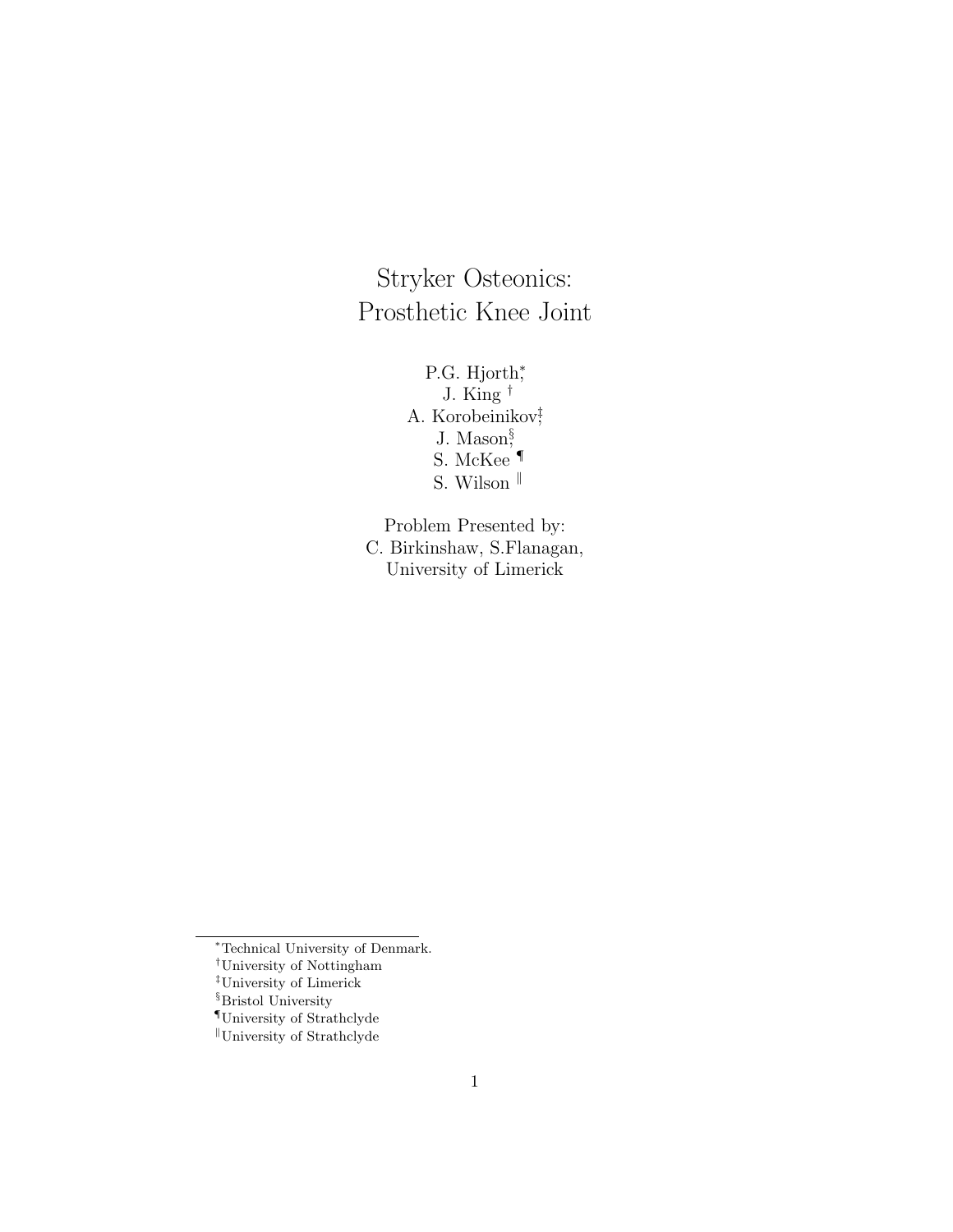# Stryker Osteonics: Prosthetic Knee Joint

P.G. Hjorth[*]
J. King [†]
A. Korobeinikov[‡]
J. Mason[§]
S. McKee [¶]
S. Wilson [‖]

Problem Presented by:
C. Birkinshaw, S.Flanagan,
University of Limerick

---

[*]Technical University of Denmark.
[†]University of Nottingham
[‡]University of Limerick
[§]Bristol University
[¶]University of Strathclyde
[‖]University of Strathclyde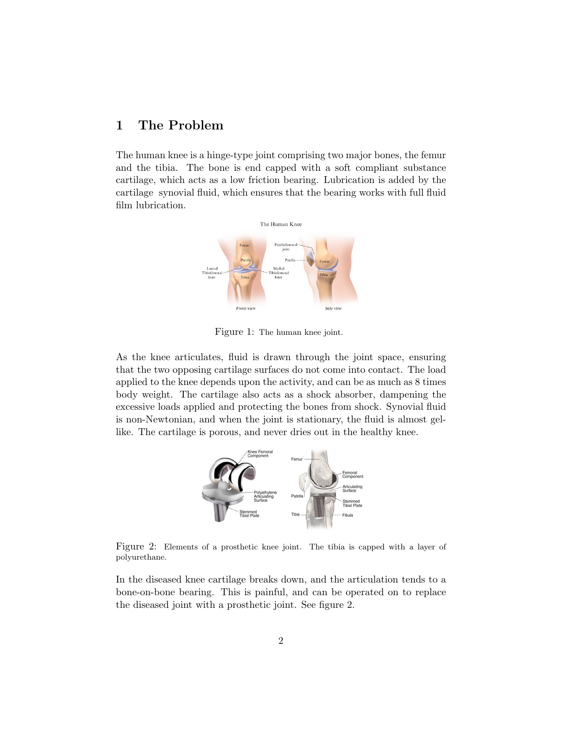# 1 The Problem

The human knee is a hinge-type joint comprising two major bones, the femur and the tibia. The bone is end capped with a soft compliant substance cartilage, which acts as a low friction bearing. Lubrication is added by the cartilage synovial fluid, which ensures that the bearing works with full fluid film lubrication.

Figure 1: The human knee joint.

As the knee articulates, fluid is drawn through the joint space, ensuring that the two opposing cartilage surfaces do not come into contact. The load applied to the knee depends upon the activity, and can be as much as 8 times body weight. The cartilage also acts as a shock absorber, dampening the excessive loads applied and protecting the bones from shock. Synovial fluid is non-Newtonian, and when the joint is stationary, the fluid is almost gel-like. The cartilage is porous, and never dries out in the healthy knee.

Figure 2: Elements of a prosthetic knee joint. The tibia is capped with a layer of polyurethane.

In the diseased knee cartilage breaks down, and the articulation tends to a bone-on-bone bearing. This is painful, and can be operated on to replace the diseased joint with a prosthetic joint. See figure 2.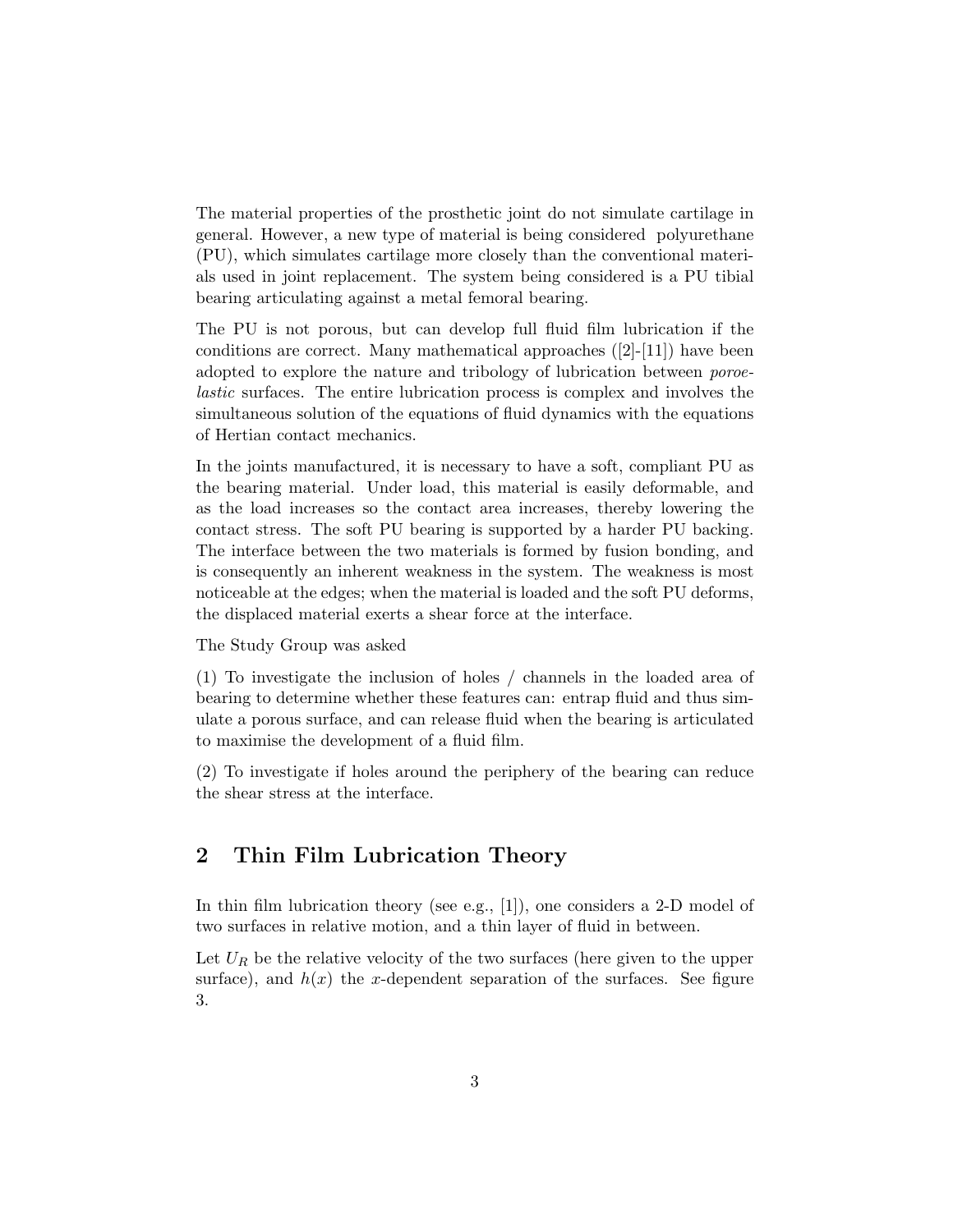The material properties of the prosthetic joint do not simulate cartilage in general. However, a new type of material is being considered polyurethane (PU), which simulates cartilage more closely than the conventional materials used in joint replacement. The system being considered is a PU tibial bearing articulating against a metal femoral bearing.

The PU is not porous, but can develop full fluid film lubrication if the conditions are correct. Many mathematical approaches ([2]-[11]) have been adopted to explore the nature and tribology of lubrication between *poroelastic* surfaces. The entire lubrication process is complex and involves the simultaneous solution of the equations of fluid dynamics with the equations of Hertian contact mechanics.

In the joints manufactured, it is necessary to have a soft, compliant PU as the bearing material. Under load, this material is easily deformable, and as the load increases so the contact area increases, thereby lowering the contact stress. The soft PU bearing is supported by a harder PU backing. The interface between the two materials is formed by fusion bonding, and is consequently an inherent weakness in the system. The weakness is most noticeable at the edges; when the material is loaded and the soft PU deforms, the displaced material exerts a shear force at the interface.

The Study Group was asked

(1) To investigate the inclusion of holes / channels in the loaded area of bearing to determine whether these features can: entrap fluid and thus simulate a porous surface, and can release fluid when the bearing is articulated to maximise the development of a fluid film.

(2) To investigate if holes around the periphery of the bearing can reduce the shear stress at the interface.

## 2 Thin Film Lubrication Theory

In thin film lubrication theory (see e.g., [1]), one considers a 2-D model of two surfaces in relative motion, and a thin layer of fluid in between.

Let $U_R$ be the relative velocity of the two surfaces (here given to the upper surface), and $h(x)$ the $x$-dependent separation of the surfaces. See figure 3.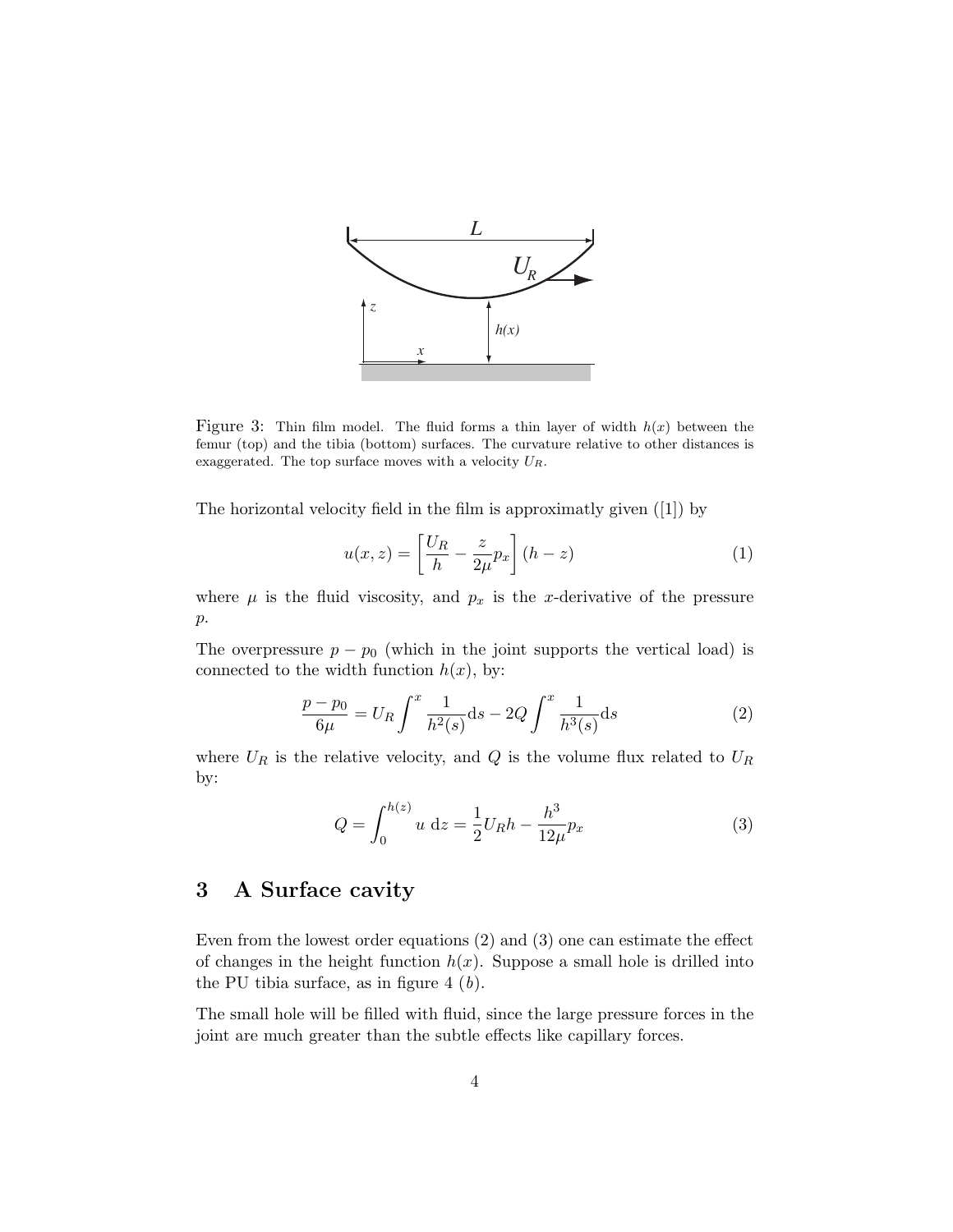Figure 3: Thin film model. The fluid forms a thin layer of width $h(x)$ between the femur (top) and the tibia (bottom) surfaces. The curvature relative to other distances is exaggerated. The top surface moves with a velocity $U_R$.

The horizontal velocity field in the film is approximatly given ([1]) by

$$u(x,z) = \left[\frac{U_R}{h} - \frac{z}{2\mu}p_x\right](h-z) \tag{1}$$

where $\mu$ is the fluid viscosity, and $p_x$ is the $x$-derivative of the pressure $p$.

The overpressure $p - p_0$ (which in the joint supports the vertical load) is connected to the width function $h(x)$, by:

$$\frac{p-p_0}{6\mu} = U_R \int^x \frac{1}{h^2(s)}\mathrm{d}s - 2Q \int^x \frac{1}{h^3(s)}\mathrm{d}s \tag{2}$$

where $U_R$ is the relative velocity, and $Q$ is the volume flux related to $U_R$ by:

$$Q = \int_0^{h(z)} u \ \mathrm{d}z = \frac{1}{2}U_R h - \frac{h^3}{12\mu}p_x \tag{3}$$

## 3 A Surface cavity

Even from the lowest order equations (2) and (3) one can estimate the effect of changes in the height function $h(x)$. Suppose a small hole is drilled into the PU tibia surface, as in figure 4 ($b$).

The small hole will be filled with fluid, since the large pressure forces in the joint are much greater than the subtle effects like capillary forces.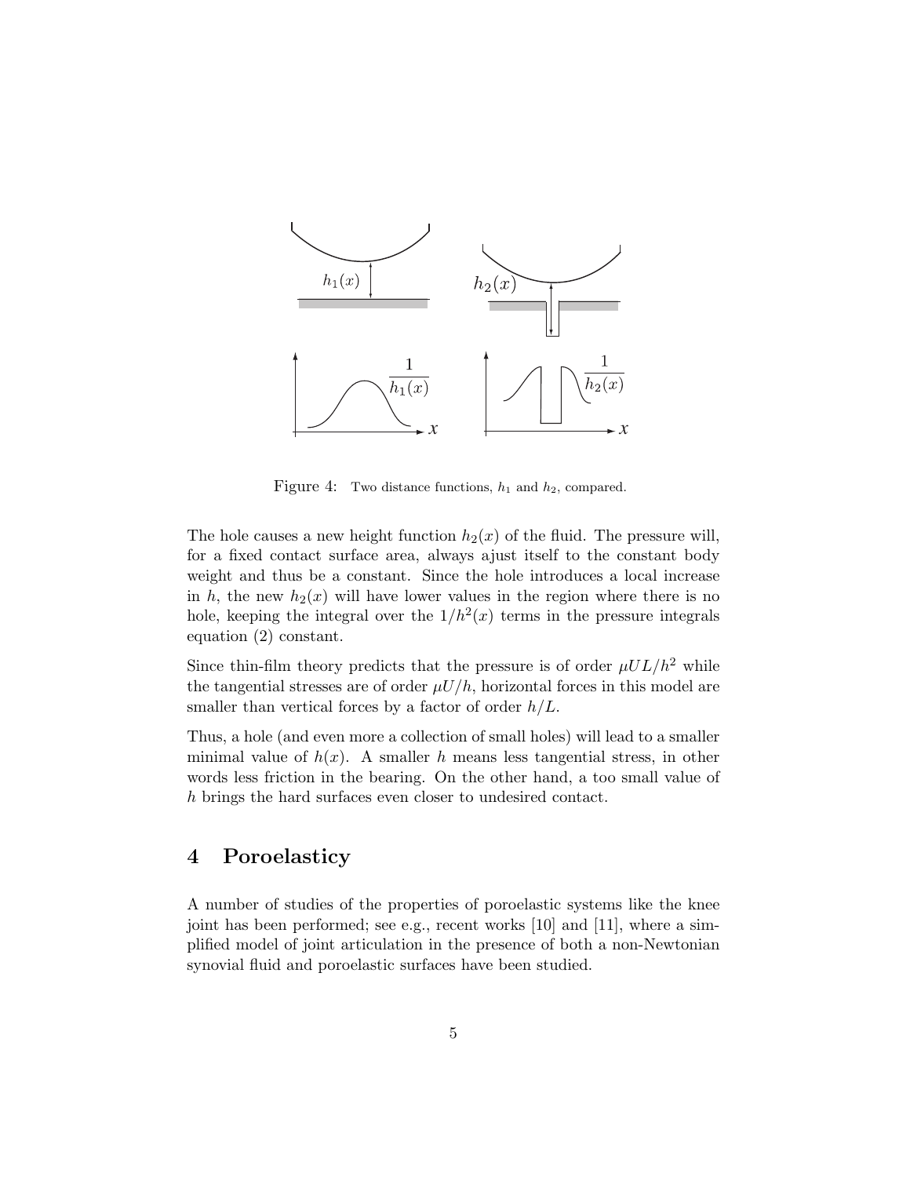Figure 4: Two distance functions, $h_1$ and $h_2$, compared.

The hole causes a new height function $h_2(x)$ of the fluid. The pressure will, for a fixed contact surface area, always ajust itself to the constant body weight and thus be a constant. Since the hole introduces a local increase in $h$, the new $h_2(x)$ will have lower values in the region where there is no hole, keeping the integral over the $1/h^2(x)$ terms in the pressure integrals equation (2) constant.

Since thin-film theory predicts that the pressure is of order $\mu UL/h^2$ while the tangential stresses are of order $\mu U/h$, horizontal forces in this model are smaller than vertical forces by a factor of order $h/L$.

Thus, a hole (and even more a collection of small holes) will lead to a smaller minimal value of $h(x)$. A smaller $h$ means less tangential stress, in other words less friction in the bearing. On the other hand, a too small value of $h$ brings the hard surfaces even closer to undesired contact.

## 4 Poroelasticy

A number of studies of the properties of poroelastic systems like the knee joint has been performed; see e.g., recent works [10] and [11], where a simplified model of joint articulation in the presence of both a non-Newtonian synovial fluid and poroelastic surfaces have been studied.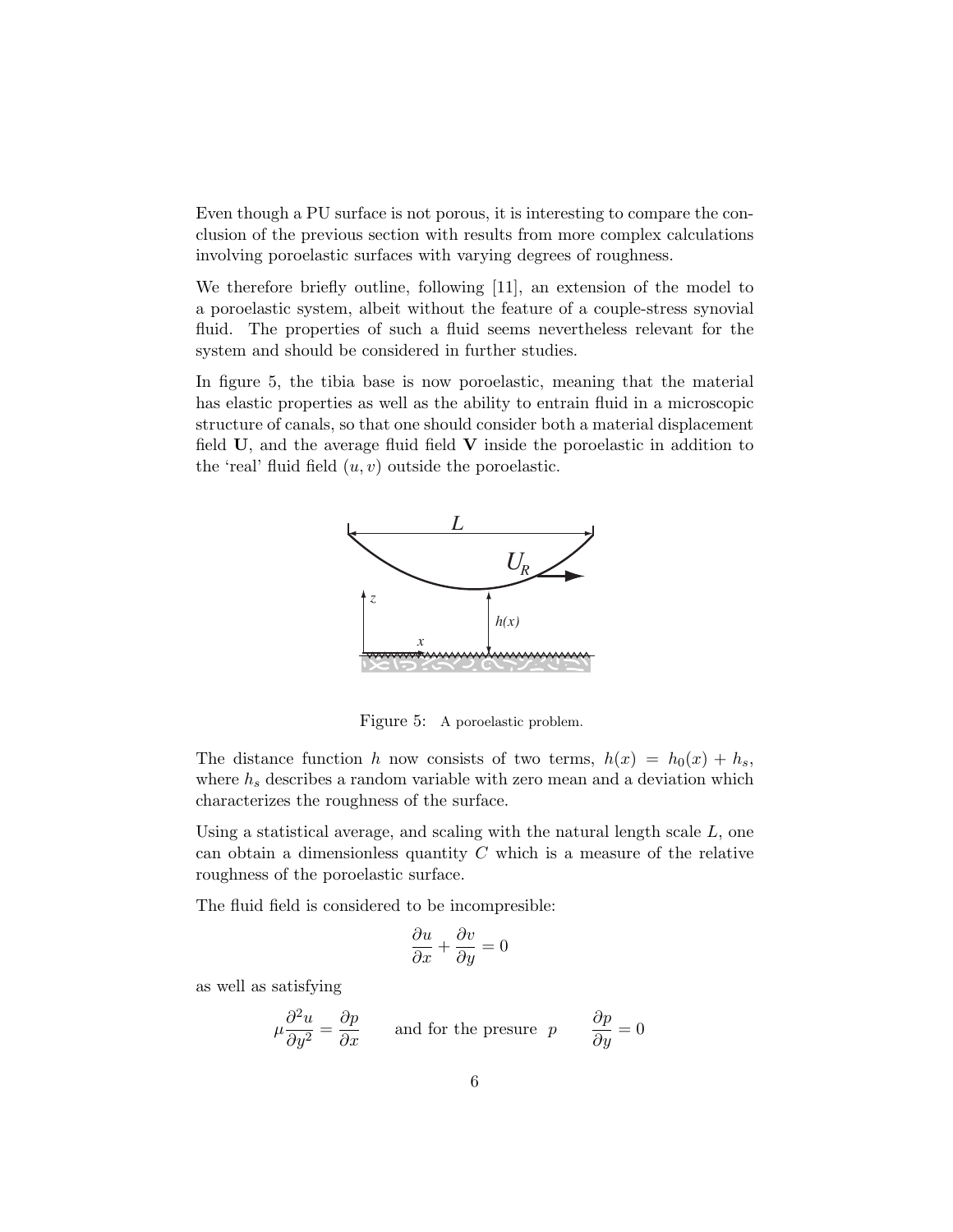Even though a PU surface is not porous, it is interesting to compare the conclusion of the previous section with results from more complex calculations involving poroelastic surfaces with varying degrees of roughness.

We therefore briefly outline, following [11], an extension of the model to a poroelastic system, albeit without the feature of a couple-stress synovial fluid. The properties of such a fluid seems nevertheless relevant for the system and should be considered in further studies.

In figure 5, the tibia base is now poroelastic, meaning that the material has elastic properties as well as the ability to entrain fluid in a microscopic structure of canals, so that one should consider both a material displacement field $\mathbf{U}$, and the average fluid field $\mathbf{V}$ inside the poroelastic in addition to the 'real' fluid field $(u, v)$ outside the poroelastic.

Figure 5: A poroelastic problem.

The distance function $h$ now consists of two terms, $h(x) = h_0(x) + h_s$, where $h_s$ describes a random variable with zero mean and a deviation which characterizes the roughness of the surface.

Using a statistical average, and scaling with the natural length scale $L$, one can obtain a dimensionless quantity $C$ which is a measure of the relative roughness of the poroelastic surface.

The fluid field is considered to be incompresible:

$$\frac{\partial u}{\partial x} + \frac{\partial v}{\partial y} = 0$$

as well as satisfying

$$\mu \frac{\partial^2 u}{\partial y^2} = \frac{\partial p}{\partial x} \qquad \text{and for the presure } p \qquad \frac{\partial p}{\partial y} = 0$$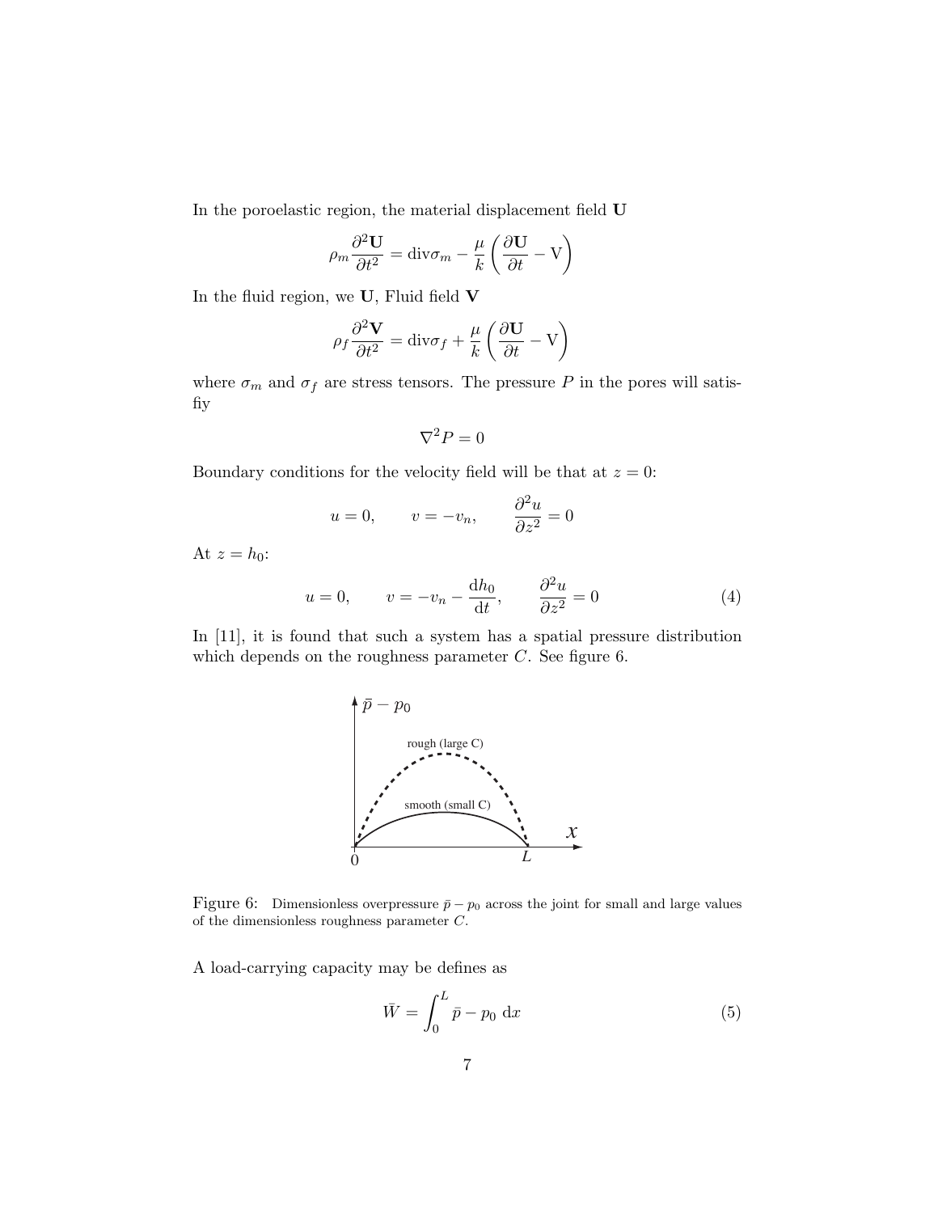In the poroelastic region, the material displacement field $\mathbf{U}$

$$\rho_m \frac{\partial^2 \mathbf{U}}{\partial t^2} = \text{div}\sigma_m - \frac{\mu}{k}\left(\frac{\partial \mathbf{U}}{\partial t} - \text{V}\right)$$

In the fluid region, we $\mathbf{U}$, Fluid field $\mathbf{V}$

$$\rho_f \frac{\partial^2 \mathbf{V}}{\partial t^2} = \text{div}\sigma_f + \frac{\mu}{k}\left(\frac{\partial \mathbf{U}}{\partial t} - \text{V}\right)$$

where $\sigma_m$ and $\sigma_f$ are stress tensors. The pressure $P$ in the pores will satisfiy

$$\nabla^2 P = 0$$

Boundary conditions for the velocity field will be that at $z = 0$:

$$u = 0, \qquad v = -v_n, \qquad \frac{\partial^2 u}{\partial z^2} = 0$$

At $z = h_0$:

$$u = 0, \qquad v = -v_n - \frac{\mathrm{d}h_0}{\mathrm{d}t}, \qquad \frac{\partial^2 u}{\partial z^2} = 0 \tag{4}$$

In [11], it is found that such a system has a spatial pressure distribution which depends on the roughness parameter $C$. See figure 6.

Figure 6: Dimensionless overpressure $\bar{p} - p_0$ across the joint for small and large values of the dimensionless roughness parameter $C$.

A load-carrying capacity may be defines as

$$\bar{W} = \int_0^L \bar{p} - p_0 \; \mathrm{d}x \tag{5}$$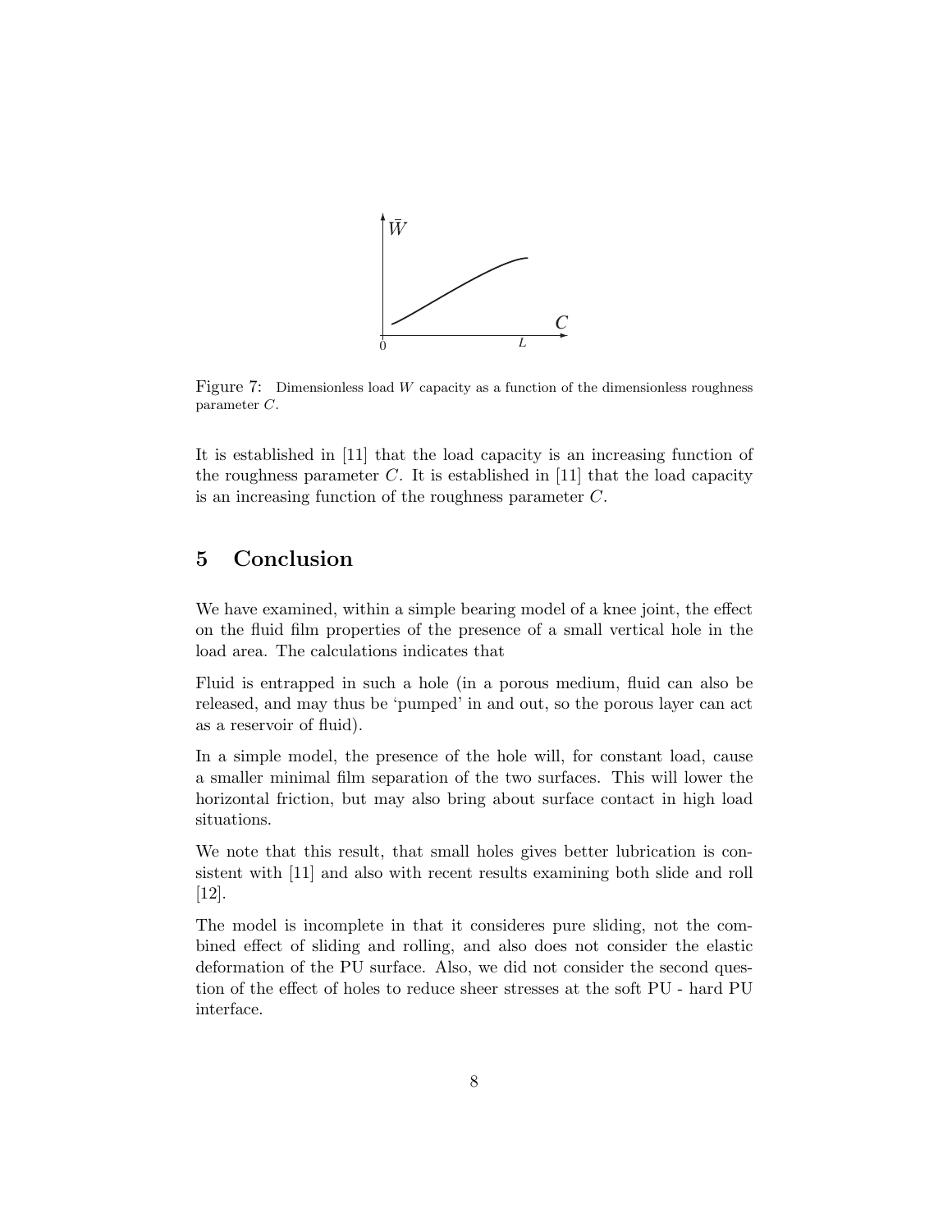Figure 7: Dimensionless load $W$ capacity as a function of the dimensionless roughness parameter $C$.

It is established in [11] that the load capacity is an increasing function of the roughness parameter $C$. It is established in [11] that the load capacity is an increasing function of the roughness parameter $C$.

## 5 Conclusion

We have examined, within a simple bearing model of a knee joint, the effect on the fluid film properties of the presence of a small vertical hole in the load area. The calculations indicates that

Fluid is entrapped in such a hole (in a porous medium, fluid can also be released, and may thus be 'pumped' in and out, so the porous layer can act as a reservoir of fluid).

In a simple model, the presence of the hole will, for constant load, cause a smaller minimal film separation of the two surfaces. This will lower the horizontal friction, but may also bring about surface contact in high load situations.

We note that this result, that small holes gives better lubrication is consistent with [11] and also with recent results examining both slide and roll [12].

The model is incomplete in that it consideres pure sliding, not the combined effect of sliding and rolling, and also does not consider the elastic deformation of the PU surface. Also, we did not consider the second question of the effect of holes to reduce sheer stresses at the soft PU - hard PU interface.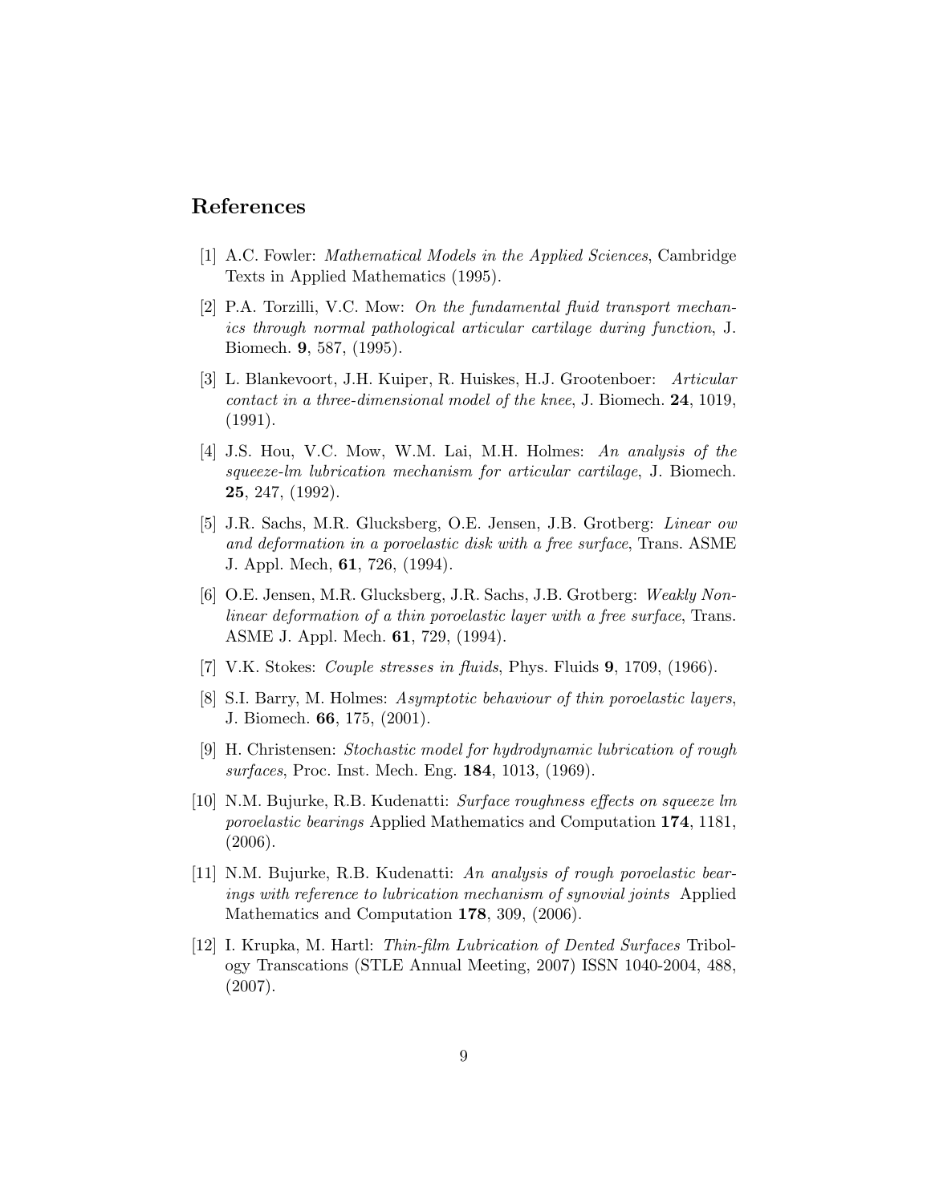## References

[1] A.C. Fowler: *Mathematical Models in the Applied Sciences*, Cambridge Texts in Applied Mathematics (1995).

[2] P.A. Torzilli, V.C. Mow: *On the fundamental fluid transport mechanics through normal pathological articular cartilage during function*, J. Biomech. **9**, 587, (1995).

[3] L. Blankevoort, J.H. Kuiper, R. Huiskes, H.J. Grootenboer: *Articular contact in a three-dimensional model of the knee*, J. Biomech. **24**, 1019, (1991).

[4] J.S. Hou, V.C. Mow, W.M. Lai, M.H. Holmes: *An analysis of the squeeze-lm lubrication mechanism for articular cartilage*, J. Biomech. **25**, 247, (1992).

[5] J.R. Sachs, M.R. Glucksberg, O.E. Jensen, J.B. Grotberg: *Linear ow and deformation in a poroelastic disk with a free surface*, Trans. ASME J. Appl. Mech, **61**, 726, (1994).

[6] O.E. Jensen, M.R. Glucksberg, J.R. Sachs, J.B. Grotberg: *Weakly Nonlinear deformation of a thin poroelastic layer with a free surface*, Trans. ASME J. Appl. Mech. **61**, 729, (1994).

[7] V.K. Stokes: *Couple stresses in fluids*, Phys. Fluids **9**, 1709, (1966).

[8] S.I. Barry, M. Holmes: *Asymptotic behaviour of thin poroelastic layers*, J. Biomech. **66**, 175, (2001).

[9] H. Christensen: *Stochastic model for hydrodynamic lubrication of rough surfaces*, Proc. Inst. Mech. Eng. **184**, 1013, (1969).

[10] N.M. Bujurke, R.B. Kudenatti: *Surface roughness effects on squeeze lm poroelastic bearings* Applied Mathematics and Computation **174**, 1181, (2006).

[11] N.M. Bujurke, R.B. Kudenatti: *An analysis of rough poroelastic bearings with reference to lubrication mechanism of synovial joints* Applied Mathematics and Computation **178**, 309, (2006).

[12] I. Krupka, M. Hartl: *Thin-film Lubrication of Dented Surfaces* Tribology Transcations (STLE Annual Meeting, 2007) ISSN 1040-2004, 488, (2007).